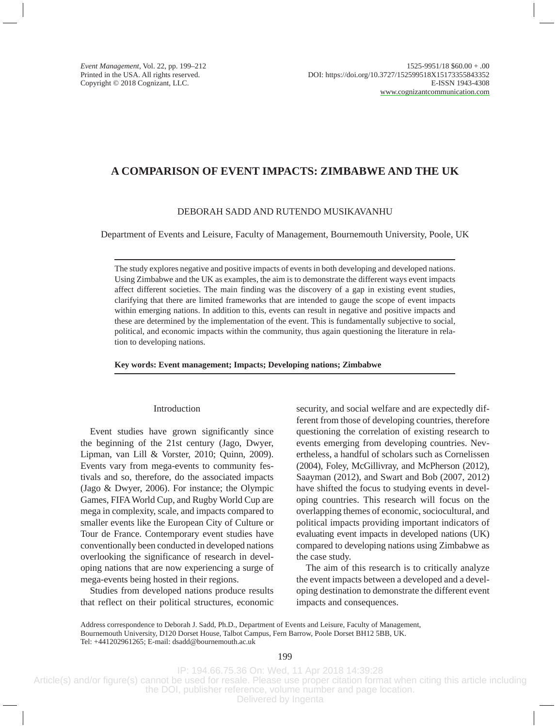# A COMPARISON OF EVENT IMPACTS: ZIMBABWE AND THE UK

DEBORAH SADD AND RUTENDO MUSIKAVANHU

Department of Events and Leisure, Faculty of Management, Bournemouth University, Poole, UK

The study explores negative and positive impacts of events in both developing and developed nations. Using Zimbabwe and the UK as examples, the aim is to demonstrate the different ways event impacts affect different societies. The main finding was the discovery of a gap in existing event studies, clarifying that there are limited frameworks that are intended to gauge the scope of event impacts within emerging nations. In addition to this, events can result in negative and positive impacts and these are determined by the implementation of the event. This is fundamentally subjective to social, political, and economic impacts within the community, thus again questioning the literature in relation to developing nations.

**Key words: Event management; Impacts; Developing nations; Zimbabwe**

## Introduction

Event studies have grown significantly since the beginning of the 21st century (Jago, Dwyer, Lipman, van Lill & Vorster, 2010; Quinn, 2009). Events vary from mega-events to community festivals and so, therefore, do the associated impacts (Jago & Dwyer, 2006). For instance; the Olympic Games, FIFA World Cup, and Rugby World Cup are mega in complexity, scale, and impacts compared to smaller events like the European City of Culture or Tour de France. Contemporary event studies have conventionally been conducted in developed nations overlooking the significance of research in developing nations that are now experiencing a surge of mega-events being hosted in their regions.

Studies from developed nations produce results that reflect on their political structures, economic security, and social welfare and are expectedly different from those of developing countries, therefore questioning the correlation of existing research to events emerging from developing countries. Nevertheless, a handful of scholars such as Cornelissen (2004), Foley, McGillivray, and McPherson (2012), Saayman (2012), and Swart and Bob (2007, 2012) have shifted the focus to studying events in developing countries. This research will focus on the overlapping themes of economic, sociocultural, and political impacts providing important indicators of evaluating event impacts in developed nations (UK) compared to developing nations using Zimbabwe as the case study.

The aim of this research is to critically analyze the event impacts between a developed and a developing destination to demonstrate the different event impacts and consequences.

Address correspondence to Deborah J. Sadd, Ph.D., Department of Events and Leisure, Faculty of Management, Bournemouth University, D120 Dorset House, Talbot Campus, Fern Barrow, Poole Dorset BH12 5BB, UK. Tel: +441202961265; E-mail: dsadd@bournemouth.ac.uk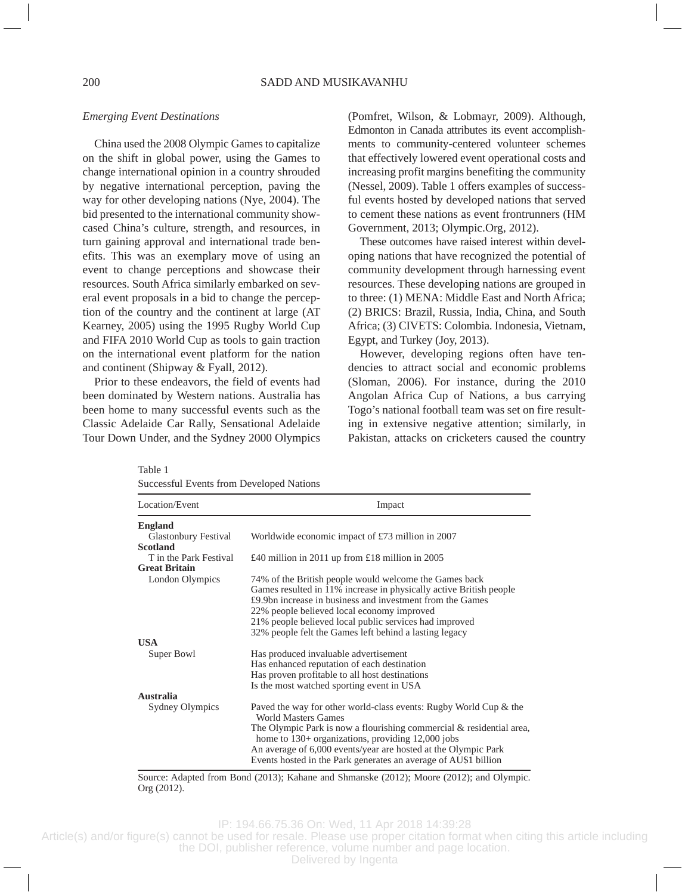*Emerging Event Destinations*

China used the 2008 Olympic Games to capitalize on the shift in global power, using the Games to change international opinion in a country shrouded by negative international perception, paving the way for other developing nations (Nye, 2004). The bid presented to the international community showcased China's culture, strength, and resources, in turn gaining approval and international trade benefits. This was an exemplary move of using an event to change perceptions and showcase their resources. South Africa similarly embarked on several event proposals in a bid to change the perception of the country and the continent at large (AT Kearney, 2005) using the 1995 Rugby World Cup and FIFA 2010 World Cup as tools to gain traction on the international event platform for the nation and continent (Shipway & Fyall, 2012).

Prior to these endeavors, the field of events had been dominated by Western nations. Australia has been home to many successful events such as the Classic Adelaide Car Rally, Sensational Adelaide Tour Down Under, and the Sydney 2000 Olympics (Pomfret, Wilson, & Lobmayr, 2009). Although, Edmonton in Canada attributes its event accomplishments to community-centered volunteer schemes that effectively lowered event operational costs and increasing profit margins benefiting the community (Nessel, 2009). Table 1 offers examples of successful events hosted by developed nations that served to cement these nations as event frontrunners (HM Government, 2013; Olympic.Org, 2012).

These outcomes have raised interest within developing nations that have recognized the potential of community development through harnessing event resources. These developing nations are grouped in to three: (1) MENA: Middle East and North Africa; (2) BRICS: Brazil, Russia, India, China, and South Africa; (3) CIVETS: Colombia. Indonesia, Vietnam, Egypt, and Turkey (Joy, 2013).

However, developing regions often have tendencies to attract social and economic problems (Sloman, 2006). For instance, during the 2010 Angolan Africa Cup of Nations, a bus carrying Togo's national football team was set on fire resulting in extensive negative attention; similarly, in Pakistan, attacks on cricketers caused the country

Table 1
Successful Events from Developed Nations

| Location/Event | Impact |
|---|---|
| **England** | |
| Glastonbury Festival | Worldwide economic impact of £73 million in 2007 |
| **Scotland** | |
| T in the Park Festival | £40 million in 2011 up from £18 million in 2005 |
| **Great Britain** | |
| London Olympics | 74% of the British people would welcome the Games back<br>Games resulted in 11% increase in physically active British people<br>£9.9bn increase in business and investment from the Games<br>22% people believed local economy improved<br>21% people believed local public services had improved<br>32% people felt the Games left behind a lasting legacy |
| **USA** | |
| Super Bowl | Has produced invaluable advertisement<br>Has enhanced reputation of each destination<br>Has proven profitable to all host destinations<br>Is the most watched sporting event in USA |
| **Australia** | |
| Sydney Olympics | Paved the way for other world-class events: Rugby World Cup & the World Masters Games<br>The Olympic Park is now a flourishing commercial & residential area, home to 130+ organizations, providing 12,000 jobs<br>An average of 6,000 events/year are hosted at the Olympic Park<br>Events hosted in the Park generates an average of AU$1 billion |

Source: Adapted from Bond (2013); Kahane and Shmanske (2012); Moore (2012); and Olympic.Org (2012).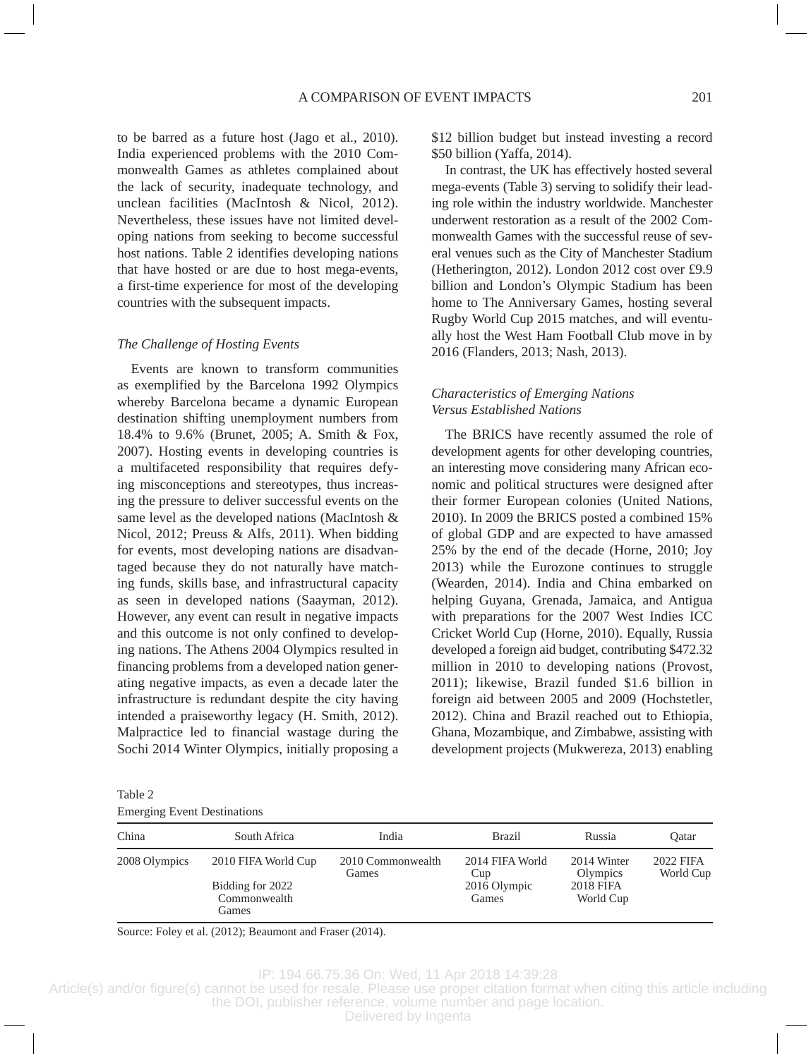to be barred as a future host (Jago et al., 2010). India experienced problems with the 2010 Commonwealth Games as athletes complained about the lack of security, inadequate technology, and unclean facilities (MacIntosh & Nicol, 2012). Nevertheless, these issues have not limited developing nations from seeking to become successful host nations. Table 2 identifies developing nations that have hosted or are due to host mega-events, a first-time experience for most of the developing countries with the subsequent impacts.

### *The Challenge of Hosting Events*

Events are known to transform communities as exemplified by the Barcelona 1992 Olympics whereby Barcelona became a dynamic European destination shifting unemployment numbers from 18.4% to 9.6% (Brunet, 2005; A. Smith & Fox, 2007). Hosting events in developing countries is a multifaceted responsibility that requires defying misconceptions and stereotypes, thus increasing the pressure to deliver successful events on the same level as the developed nations (MacIntosh & Nicol, 2012; Preuss & Alfs, 2011). When bidding for events, most developing nations are disadvantaged because they do not naturally have matching funds, skills base, and infrastructural capacity as seen in developed nations (Saayman, 2012). However, any event can result in negative impacts and this outcome is not only confined to developing nations. The Athens 2004 Olympics resulted in financing problems from a developed nation generating negative impacts, as even a decade later the infrastructure is redundant despite the city having intended a praiseworthy legacy (H. Smith, 2012). Malpractice led to financial wastage during the Sochi 2014 Winter Olympics, initially proposing a $12 billion budget but instead investing a record $50 billion (Yaffa, 2014).

In contrast, the UK has effectively hosted several mega-events (Table 3) serving to solidify their leading role within the industry worldwide. Manchester underwent restoration as a result of the 2002 Commonwealth Games with the successful reuse of several venues such as the City of Manchester Stadium (Hetherington, 2012). London 2012 cost over £9.9 billion and London's Olympic Stadium has been home to The Anniversary Games, hosting several Rugby World Cup 2015 matches, and will eventually host the West Ham Football Club move in by 2016 (Flanders, 2013; Nash, 2013).

### *Characteristics of Emerging Nations Versus Established Nations*

The BRICS have recently assumed the role of development agents for other developing countries, an interesting move considering many African economic and political structures were designed after their former European colonies (United Nations, 2010). In 2009 the BRICS posted a combined 15% of global GDP and are expected to have amassed 25% by the end of the decade (Horne, 2010; Joy 2013) while the Eurozone continues to struggle (Wearden, 2014). India and China embarked on helping Guyana, Grenada, Jamaica, and Antigua with preparations for the 2007 West Indies ICC Cricket World Cup (Horne, 2010). Equally, Russia developed a foreign aid budget, contributing $472.32 million in 2010 to developing nations (Provost, 2011); likewise, Brazil funded $1.6 billion in foreign aid between 2005 and 2009 (Hochstetler, 2012). China and Brazil reached out to Ethiopia, Ghana, Mozambique, and Zimbabwe, assisting with development projects (Mukwereza, 2013) enabling

Table 2
Emerging Event Destinations

| China | South Africa | India | Brazil | Russia | Qatar |
|---|---|---|---|---|---|
| 2008 Olympics | 2010 FIFA World Cup | 2010 Commonwealth Games | 2014 FIFA World Cup | 2014 Winter Olympics | 2022 FIFA World Cup |
| | Bidding for 2022 Commonwealth Games | | 2016 Olympic Games | 2018 FIFA World Cup | |

Source: Foley et al. (2012); Beaumont and Fraser (2014).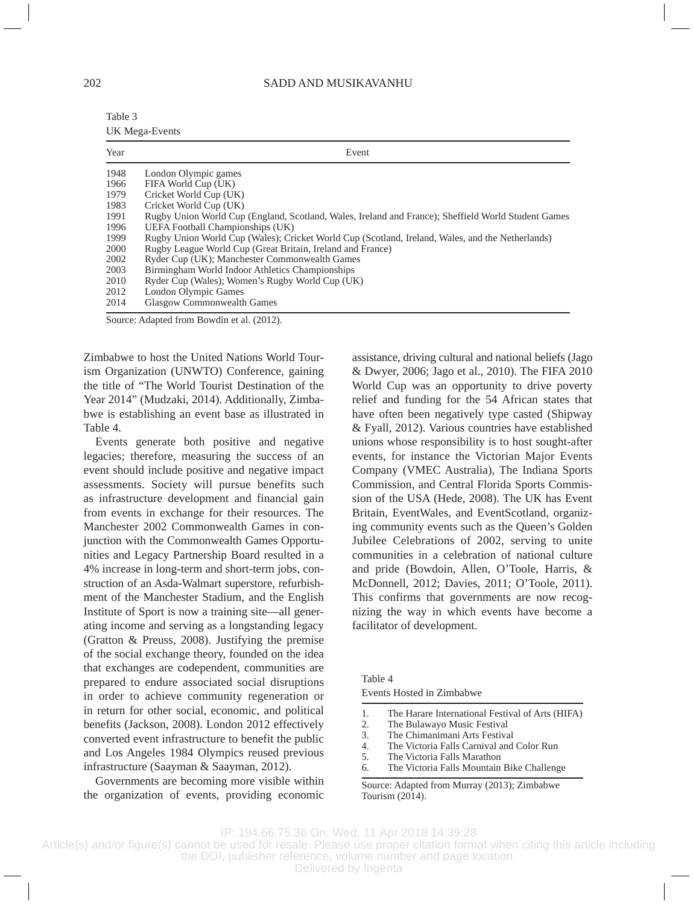Table 3

UK Mega-Events

| Year | Event |
|---|---|
| 1948 | London Olympic games |
| 1966 | FIFA World Cup (UK) |
| 1979 | Cricket World Cup (UK) |
| 1983 | Cricket World Cup (UK) |
| 1991 | Rugby Union World Cup (England, Scotland, Wales, Ireland and France); Sheffield World Student Games |
| 1996 | UEFA Football Championships (UK) |
| 1999 | Rugby Union World Cup (Wales); Cricket World Cup (Scotland, Ireland, Wales, and the Netherlands) |
| 2000 | Rugby League World Cup (Great Britain, Ireland and France) |
| 2002 | Ryder Cup (UK); Manchester Commonwealth Games |
| 2003 | Birmingham World Indoor Athletics Championships |
| 2010 | Ryder Cup (Wales); Women's Rugby World Cup (UK) |
| 2012 | London Olympic Games |
| 2014 | Glasgow Commonwealth Games |

Source: Adapted from Bowdin et al. (2012).

Zimbabwe to host the United Nations World Tourism Organization (UNWTO) Conference, gaining the title of "The World Tourist Destination of the Year 2014" (Mudzaki, 2014). Additionally, Zimbabwe is establishing an event base as illustrated in Table 4.

Events generate both positive and negative legacies; therefore, measuring the success of an event should include positive and negative impact assessments. Society will pursue benefits such as infrastructure development and financial gain from events in exchange for their resources. The Manchester 2002 Commonwealth Games in conjunction with the Commonwealth Games Opportunities and Legacy Partnership Board resulted in a 4% increase in long-term and short-term jobs, construction of an Asda-Walmart superstore, refurbishment of the Manchester Stadium, and the English Institute of Sport is now a training site—all generating income and serving as a longstanding legacy (Gratton & Preuss, 2008). Justifying the premise of the social exchange theory, founded on the idea that exchanges are codependent, communities are prepared to endure associated social disruptions in order to achieve community regeneration or in return for other social, economic, and political benefits (Jackson, 2008). London 2012 effectively converted event infrastructure to benefit the public and Los Angeles 1984 Olympics reused previous infrastructure (Saayman & Saayman, 2012).

Governments are becoming more visible within the organization of events, providing economic assistance, driving cultural and national beliefs (Jago & Dwyer, 2006; Jago et al., 2010). The FIFA 2010 World Cup was an opportunity to drive poverty relief and funding for the 54 African states that have often been negatively type casted (Shipway & Fyall, 2012). Various countries have established unions whose responsibility is to host sought-after events, for instance the Victorian Major Events Company (VMEC Australia), The Indiana Sports Commission, and Central Florida Sports Commission of the USA (Hede, 2008). The UK has Event Britain, EventWales, and EventScotland, organizing community events such as the Queen's Golden Jubilee Celebrations of 2002, serving to unite communities in a celebration of national culture and pride (Bowdoin, Allen, O'Toole, Harris, & McDonnell, 2012; Davies, 2011; O'Toole, 2011). This confirms that governments are now recognizing the way in which events have become a facilitator of development.

Table 4

Events Hosted in Zimbabwe

1. The Harare International Festival of Arts (HIFA)
2. The Bulawayo Music Festival
3. The Chimanimani Arts Festival
4. The Victoria Falls Carnival and Color Run
5. The Victoria Falls Marathon
6. The Victoria Falls Mountain Bike Challenge

Source: Adapted from Murray (2013); Zimbabwe Tourism (2014).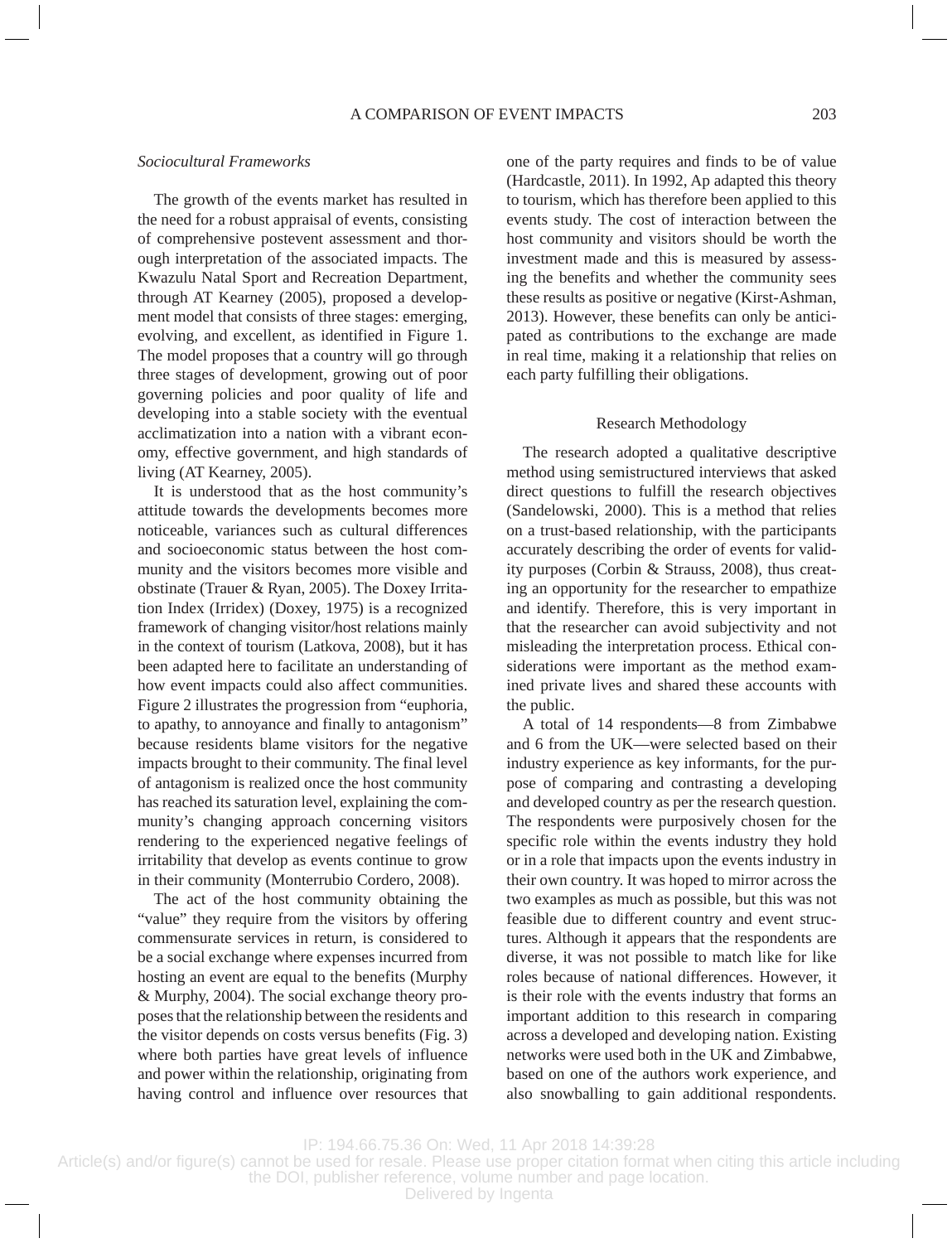### *Sociocultural Frameworks*

The growth of the events market has resulted in the need for a robust appraisal of events, consisting of comprehensive postevent assessment and thorough interpretation of the associated impacts. The Kwazulu Natal Sport and Recreation Department, through AT Kearney (2005), proposed a development model that consists of three stages: emerging, evolving, and excellent, as identified in Figure 1. The model proposes that a country will go through three stages of development, growing out of poor governing policies and poor quality of life and developing into a stable society with the eventual acclimatization into a nation with a vibrant economy, effective government, and high standards of living (AT Kearney, 2005).

It is understood that as the host community's attitude towards the developments becomes more noticeable, variances such as cultural differences and socioeconomic status between the host community and the visitors becomes more visible and obstinate (Trauer & Ryan, 2005). The Doxey Irritation Index (Irridex) (Doxey, 1975) is a recognized framework of changing visitor/host relations mainly in the context of tourism (Latkova, 2008), but it has been adapted here to facilitate an understanding of how event impacts could also affect communities. Figure 2 illustrates the progression from "euphoria, to apathy, to annoyance and finally to antagonism" because residents blame visitors for the negative impacts brought to their community. The final level of antagonism is realized once the host community has reached its saturation level, explaining the community's changing approach concerning visitors rendering to the experienced negative feelings of irritability that develop as events continue to grow in their community (Monterrubio Cordero, 2008).

The act of the host community obtaining the "value" they require from the visitors by offering commensurate services in return, is considered to be a social exchange where expenses incurred from hosting an event are equal to the benefits (Murphy & Murphy, 2004). The social exchange theory proposes that the relationship between the residents and the visitor depends on costs versus benefits (Fig. 3) where both parties have great levels of influence and power within the relationship, originating from having control and influence over resources that one of the party requires and finds to be of value (Hardcastle, 2011). In 1992, Ap adapted this theory to tourism, which has therefore been applied to this events study. The cost of interaction between the host community and visitors should be worth the investment made and this is measured by assessing the benefits and whether the community sees these results as positive or negative (Kirst-Ashman, 2013). However, these benefits can only be anticipated as contributions to the exchange are made in real time, making it a relationship that relies on each party fulfilling their obligations.

## Research Methodology

The research adopted a qualitative descriptive method using semistructured interviews that asked direct questions to fulfill the research objectives (Sandelowski, 2000). This is a method that relies on a trust-based relationship, with the participants accurately describing the order of events for validity purposes (Corbin & Strauss, 2008), thus creating an opportunity for the researcher to empathize and identify. Therefore, this is very important in that the researcher can avoid subjectivity and not misleading the interpretation process. Ethical considerations were important as the method examined private lives and shared these accounts with the public.

A total of 14 respondents—8 from Zimbabwe and 6 from the UK—were selected based on their industry experience as key informants, for the purpose of comparing and contrasting a developing and developed country as per the research question. The respondents were purposively chosen for the specific role within the events industry they hold or in a role that impacts upon the events industry in their own country. It was hoped to mirror across the two examples as much as possible, but this was not feasible due to different country and event structures. Although it appears that the respondents are diverse, it was not possible to match like for like roles because of national differences. However, it is their role with the events industry that forms an important addition to this research in comparing across a developed and developing nation. Existing networks were used both in the UK and Zimbabwe, based on one of the authors work experience, and also snowballing to gain additional respondents.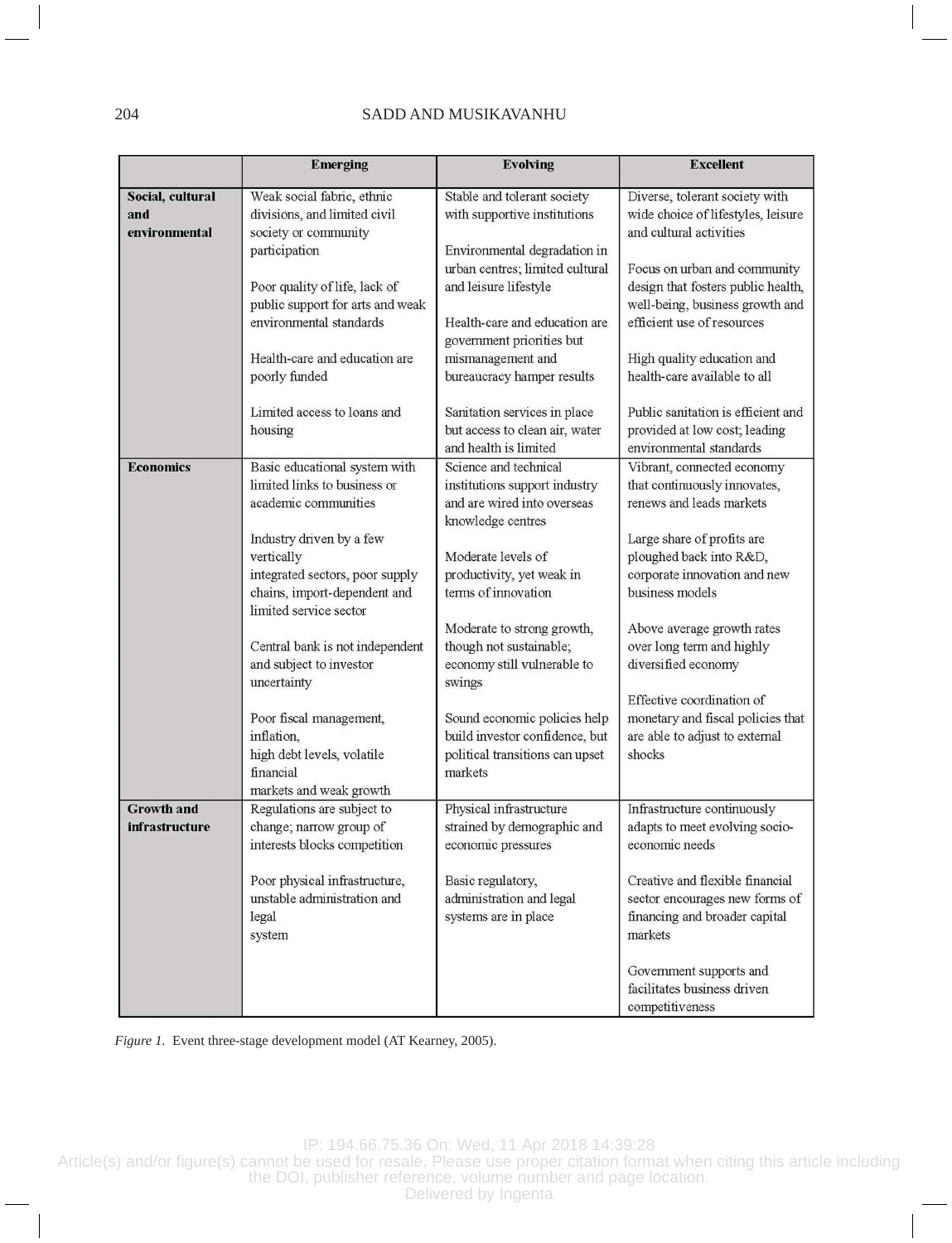| | Emerging | Evolving | Excellent |
|---|---|---|---|
| **Social, cultural and environmental** | Weak social fabric, ethnic divisions, and limited civil society or community participation<br><br>Poor quality of life, lack of public support for arts and weak environmental standards<br><br>Health-care and education are poorly funded<br><br>Limited access to loans and housing | Stable and tolerant society with supportive institutions<br><br>Environmental degradation in urban centres; limited cultural and leisure lifestyle<br><br>Health-care and education are government priorities but mismanagement and bureaucracy hamper results<br><br>Sanitation services in place but access to clean air, water and health is limited | Diverse, tolerant society with wide choice of lifestyles, leisure and cultural activities<br><br>Focus on urban and community design that fosters public health, well-being, business growth and efficient use of resources<br><br>High quality education and health-care available to all<br><br>Public sanitation is efficient and provided at low cost; leading environmental standards |
| **Economics** | Basic educational system with limited links to business or academic communities<br><br>Industry driven by a few vertically integrated sectors, poor supply chains, import-dependent and limited service sector<br><br>Central bank is not independent and subject to investor uncertainty<br><br>Poor fiscal management, inflation, high debt levels, volatile financial markets and weak growth | Science and technical institutions support industry and are wired into overseas knowledge centres<br><br>Moderate levels of productivity, yet weak in terms of innovation<br><br>Moderate to strong growth, though not sustainable; economy still vulnerable to swings<br><br>Sound economic policies help build investor confidence, but political transitions can upset markets | Vibrant, connected economy that continuously innovates, renews and leads markets<br><br>Large share of profits are ploughed back into R&D, corporate innovation and new business models<br><br>Above average growth rates over long term and highly diversified economy<br><br>Effective coordination of monetary and fiscal policies that are able to adjust to external shocks |
| **Growth and infrastructure** | Regulations are subject to change; narrow group of interests blocks competition<br><br>Poor physical infrastructure, unstable administration and legal system | Physical infrastructure strained by demographic and economic pressures<br><br>Basic regulatory, administration and legal systems are in place | Infrastructure continuously adapts to meet evolving socio-economic needs<br><br>Creative and flexible financial sector encourages new forms of financing and broader capital markets<br><br>Government supports and facilitates business driven competitiveness |

*Figure 1.* Event three-stage development model (AT Kearney, 2005).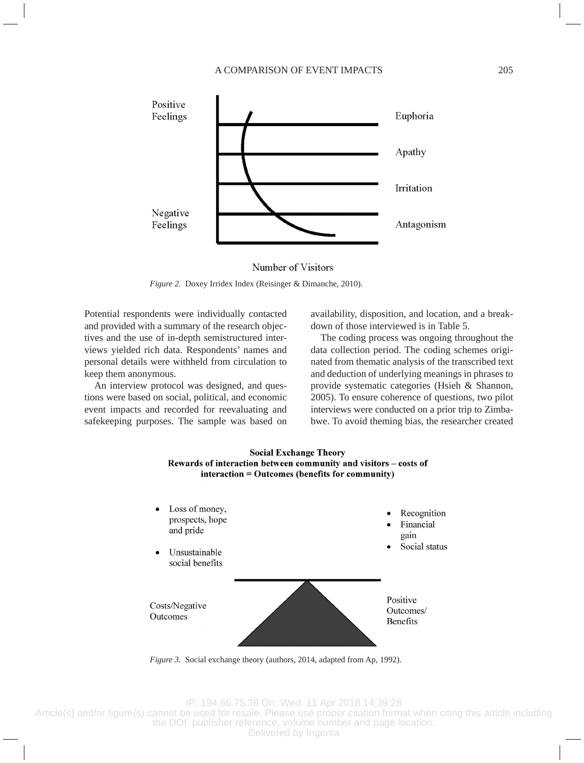Positive Feelings

Euphoria

Apathy

Irritation

Negative Feelings

Antagonism

Number of Visitors

*Figure 2.* Doxey Irridex Index (Reisinger & Dimanche, 2010).

Potential respondents were individually contacted and provided with a summary of the research objectives and the use of in-depth semistructured interviews yielded rich data. Respondents' names and personal details were withheld from circulation to keep them anonymous.

An interview protocol was designed, and questions were based on social, political, and economic event impacts and recorded for reevaluating and safekeeping purposes. The sample was based on availability, disposition, and location, and a breakdown of those interviewed is in Table 5.

The coding process was ongoing throughout the data collection period. The coding schemes originated from thematic analysis of the transcribed text and deduction of underlying meanings in phrases to provide systematic categories (Hsieh & Shannon, 2005). To ensure coherence of questions, two pilot interviews were conducted on a prior trip to Zimbabwe. To avoid theming bias, the researcher created

**Social Exchange Theory**
**Rewards of interaction between community and visitors – costs of interaction = Outcomes (benefits for community)**

- Loss of money, prospects, hope and pride
- Unsustainable social benefits

- Recognition
- Financial gain
- Social status

Costs/Negative Outcomes

Positive Outcomes/ Benefits

*Figure 3*. Social exchange theory (authors, 2014, adapted from Ap, 1992).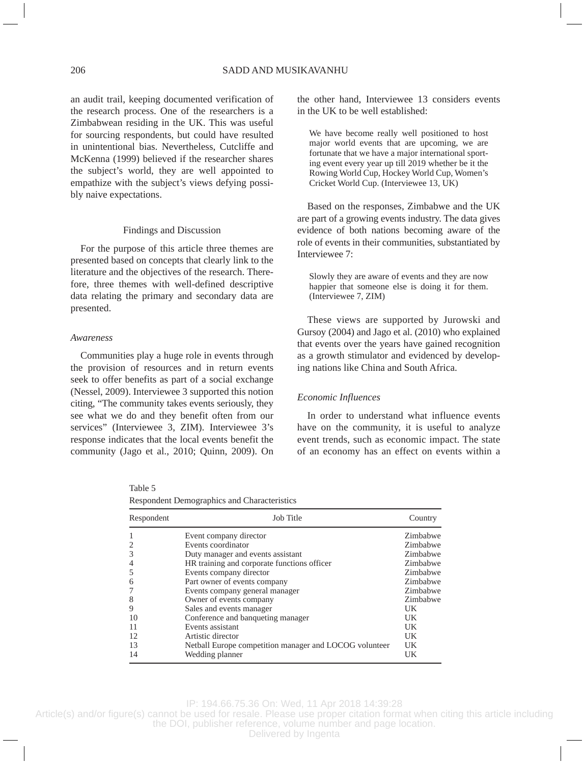an audit trail, keeping documented verification of the research process. One of the researchers is a Zimbabwean residing in the UK. This was useful for sourcing respondents, but could have resulted in unintentional bias. Nevertheless, Cutcliffe and McKenna (1999) believed if the researcher shares the subject's world, they are well appointed to empathize with the subject's views defying possibly naive expectations.

## Findings and Discussion

For the purpose of this article three themes are presented based on concepts that clearly link to the literature and the objectives of the research. Therefore, three themes with well-defined descriptive data relating the primary and secondary data are presented.

### *Awareness*

Communities play a huge role in events through the provision of resources and in return events seek to offer benefits as part of a social exchange (Nessel, 2009). Interviewee 3 supported this notion citing, "The community takes events seriously, they see what we do and they benefit often from our services" (Interviewee 3, ZIM). Interviewee 3's response indicates that the local events benefit the community (Jago et al., 2010; Quinn, 2009). On the other hand, Interviewee 13 considers events in the UK to be well established:

> We have become really well positioned to host major world events that are upcoming, we are fortunate that we have a major international sporting event every year up till 2019 whether be it the Rowing World Cup, Hockey World Cup, Women's Cricket World Cup. (Interviewee 13, UK)

Based on the responses, Zimbabwe and the UK are part of a growing events industry. The data gives evidence of both nations becoming aware of the role of events in their communities, substantiated by Interviewee 7:

> Slowly they are aware of events and they are now happier that someone else is doing it for them. (Interviewee 7, ZIM)

These views are supported by Jurowski and Gursoy (2004) and Jago et al. (2010) who explained that events over the years have gained recognition as a growth stimulator and evidenced by developing nations like China and South Africa.

### *Economic Influences*

In order to understand what influence events have on the community, it is useful to analyze event trends, such as economic impact. The state of an economy has an effect on events within a

Table 5
Respondent Demographics and Characteristics

| Respondent | Job Title | Country |
|---|---|---|
| 1 | Event company director | Zimbabwe |
| 2 | Events coordinator | Zimbabwe |
| 3 | Duty manager and events assistant | Zimbabwe |
| 4 | HR training and corporate functions officer | Zimbabwe |
| 5 | Events company director | Zimbabwe |
| 6 | Part owner of events company | Zimbabwe |
| 7 | Events company general manager | Zimbabwe |
| 8 | Owner of events company | Zimbabwe |
| 9 | Sales and events manager | UK |
| 10 | Conference and banqueting manager | UK |
| 11 | Events assistant | UK |
| 12 | Artistic director | UK |
| 13 | Netball Europe competition manager and LOCOG volunteer | UK |
| 14 | Wedding planner | UK |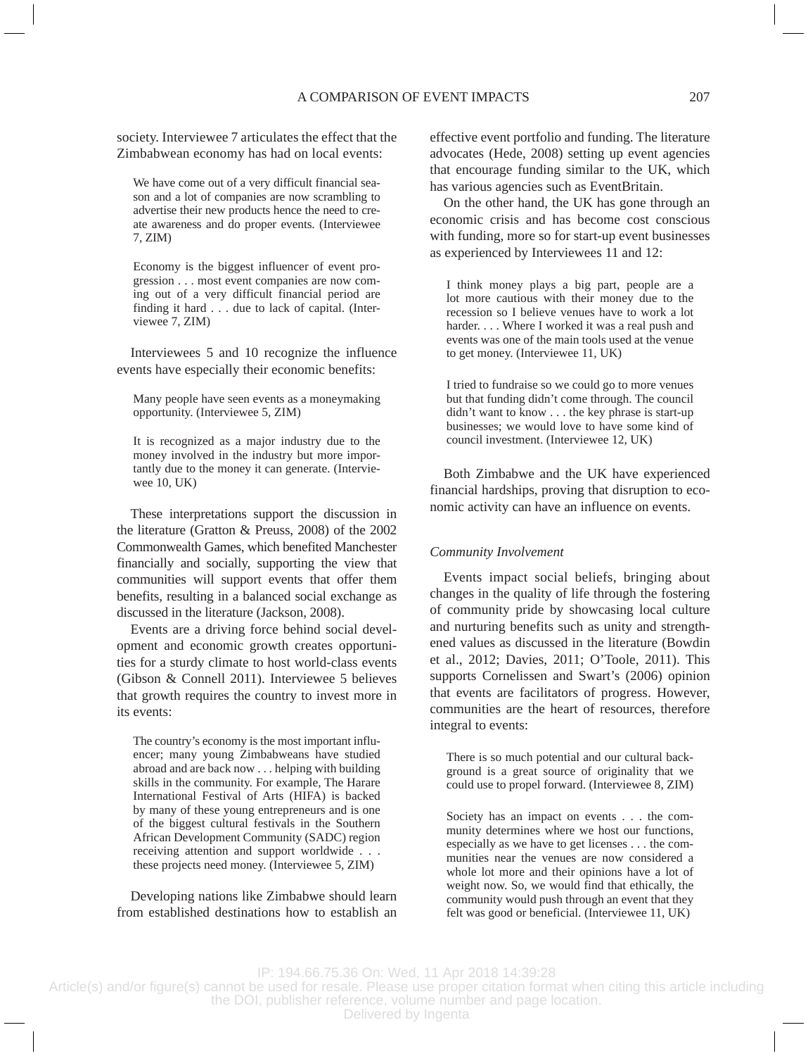society. Interviewee 7 articulates the effect that the Zimbabwean economy has had on local events:

> We have come out of a very difficult financial season and a lot of companies are now scrambling to advertise their new products hence the need to create awareness and do proper events. (Interviewee 7, ZIM)

> Economy is the biggest influencer of event progression . . . most event companies are now coming out of a very difficult financial period are finding it hard . . . due to lack of capital. (Interviewee 7, ZIM)

Interviewees 5 and 10 recognize the influence events have especially their economic benefits:

> Many people have seen events as a moneymaking opportunity. (Interviewee 5, ZIM)

> It is recognized as a major industry due to the money involved in the industry but more importantly due to the money it can generate. (Interviewee 10, UK)

These interpretations support the discussion in the literature (Gratton & Preuss, 2008) of the 2002 Commonwealth Games, which benefited Manchester financially and socially, supporting the view that communities will support events that offer them benefits, resulting in a balanced social exchange as discussed in the literature (Jackson, 2008).

Events are a driving force behind social development and economic growth creates opportunities for a sturdy climate to host world-class events (Gibson & Connell 2011). Interviewee 5 believes that growth requires the country to invest more in its events:

> The country's economy is the most important influencer; many young Zimbabweans have studied abroad and are back now . . . helping with building skills in the community. For example, The Harare International Festival of Arts (HIFA) is backed by many of these young entrepreneurs and is one of the biggest cultural festivals in the Southern African Development Community (SADC) region receiving attention and support worldwide . . . these projects need money. (Interviewee 5, ZIM)

Developing nations like Zimbabwe should learn from established destinations how to establish an effective event portfolio and funding. The literature advocates (Hede, 2008) setting up event agencies that encourage funding similar to the UK, which has various agencies such as EventBritain.

On the other hand, the UK has gone through an economic crisis and has become cost conscious with funding, more so for start-up event businesses as experienced by Interviewees 11 and 12:

> I think money plays a big part, people are a lot more cautious with their money due to the recession so I believe venues have to work a lot harder. . . . Where I worked it was a real push and events was one of the main tools used at the venue to get money. (Interviewee 11, UK)

> I tried to fundraise so we could go to more venues but that funding didn't come through. The council didn't want to know . . . the key phrase is start-up businesses; we would love to have some kind of council investment. (Interviewee 12, UK)

Both Zimbabwe and the UK have experienced financial hardships, proving that disruption to economic activity can have an influence on events.

### *Community Involvement*

Events impact social beliefs, bringing about changes in the quality of life through the fostering of community pride by showcasing local culture and nurturing benefits such as unity and strengthened values as discussed in the literature (Bowdin et al., 2012; Davies, 2011; O'Toole, 2011). This supports Cornelissen and Swart's (2006) opinion that events are facilitators of progress. However, communities are the heart of resources, therefore integral to events:

> There is so much potential and our cultural background is a great source of originality that we could use to propel forward. (Interviewee 8, ZIM)

> Society has an impact on events . . . the community determines where we host our functions, especially as we have to get licenses . . . the communities near the venues are now considered a whole lot more and their opinions have a lot of weight now. So, we would find that ethically, the community would push through an event that they felt was good or beneficial. (Interviewee 11, UK)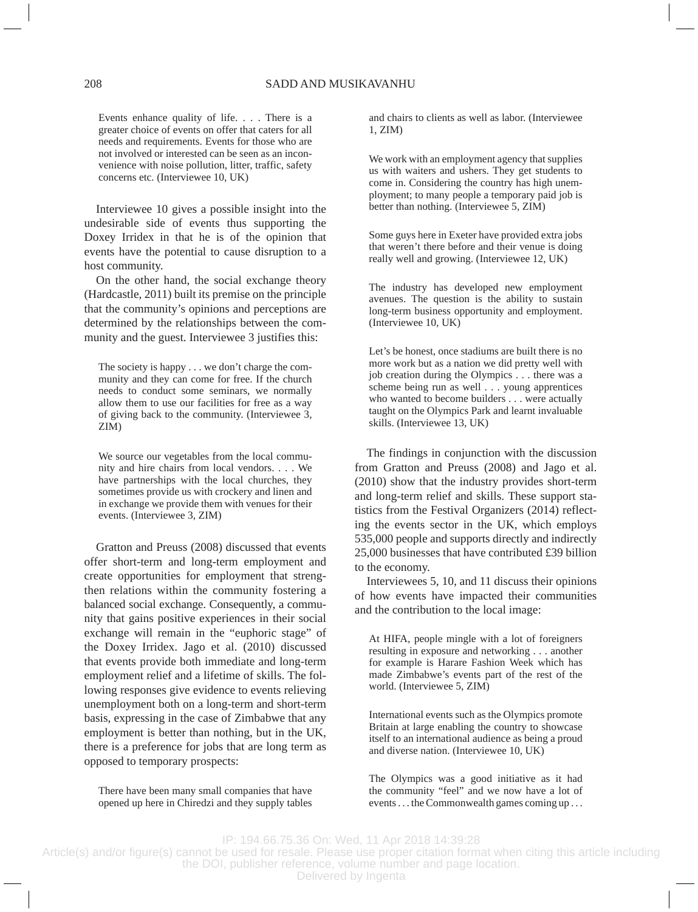> Events enhance quality of life. . . . There is a greater choice of events on offer that caters for all needs and requirements. Events for those who are not involved or interested can be seen as an inconvenience with noise pollution, litter, traffic, safety concerns etc. (Interviewee 10, UK)

Interviewee 10 gives a possible insight into the undesirable side of events thus supporting the Doxey Irridex in that he is of the opinion that events have the potential to cause disruption to a host community.

On the other hand, the social exchange theory (Hardcastle, 2011) built its premise on the principle that the community's opinions and perceptions are determined by the relationships between the community and the guest. Interviewee 3 justifies this:

> The society is happy . . . we don't charge the community and they can come for free. If the church needs to conduct some seminars, we normally allow them to use our facilities for free as a way of giving back to the community. (Interviewee 3, ZIM)

> We source our vegetables from the local community and hire chairs from local vendors. . . . We have partnerships with the local churches, they sometimes provide us with crockery and linen and in exchange we provide them with venues for their events. (Interviewee 3, ZIM)

Gratton and Preuss (2008) discussed that events offer short-term and long-term employment and create opportunities for employment that strengthen relations within the community fostering a balanced social exchange. Consequently, a community that gains positive experiences in their social exchange will remain in the "euphoric stage" of the Doxey Irridex. Jago et al. (2010) discussed that events provide both immediate and long-term employment relief and a lifetime of skills. The following responses give evidence to events relieving unemployment both on a long-term and short-term basis, expressing in the case of Zimbabwe that any employment is better than nothing, but in the UK, there is a preference for jobs that are long term as opposed to temporary prospects:

> There have been many small companies that have opened up here in Chiredzi and they supply tables and chairs to clients as well as labor. (Interviewee 1, ZIM)

> We work with an employment agency that supplies us with waiters and ushers. They get students to come in. Considering the country has high unemployment; to many people a temporary paid job is better than nothing. (Interviewee 5, ZIM)

> Some guys here in Exeter have provided extra jobs that weren't there before and their venue is doing really well and growing. (Interviewee 12, UK)

> The industry has developed new employment avenues. The question is the ability to sustain long-term business opportunity and employment. (Interviewee 10, UK)

> Let's be honest, once stadiums are built there is no more work but as a nation we did pretty well with job creation during the Olympics . . . there was a scheme being run as well . . . young apprentices who wanted to become builders . . . were actually taught on the Olympics Park and learnt invaluable skills. (Interviewee 13, UK)

The findings in conjunction with the discussion from Gratton and Preuss (2008) and Jago et al. (2010) show that the industry provides short-term and long-term relief and skills. These support statistics from the Festival Organizers (2014) reflecting the events sector in the UK, which employs 535,000 people and supports directly and indirectly 25,000 businesses that have contributed £39 billion to the economy.

Interviewees 5, 10, and 11 discuss their opinions of how events have impacted their communities and the contribution to the local image:

> At HIFA, people mingle with a lot of foreigners resulting in exposure and networking . . . another for example is Harare Fashion Week which has made Zimbabwe's events part of the rest of the world. (Interviewee 5, ZIM)

> International events such as the Olympics promote Britain at large enabling the country to showcase itself to an international audience as being a proud and diverse nation. (Interviewee 10, UK)

> The Olympics was a good initiative as it had the community "feel" and we now have a lot of events . . . the Commonwealth games coming up . . .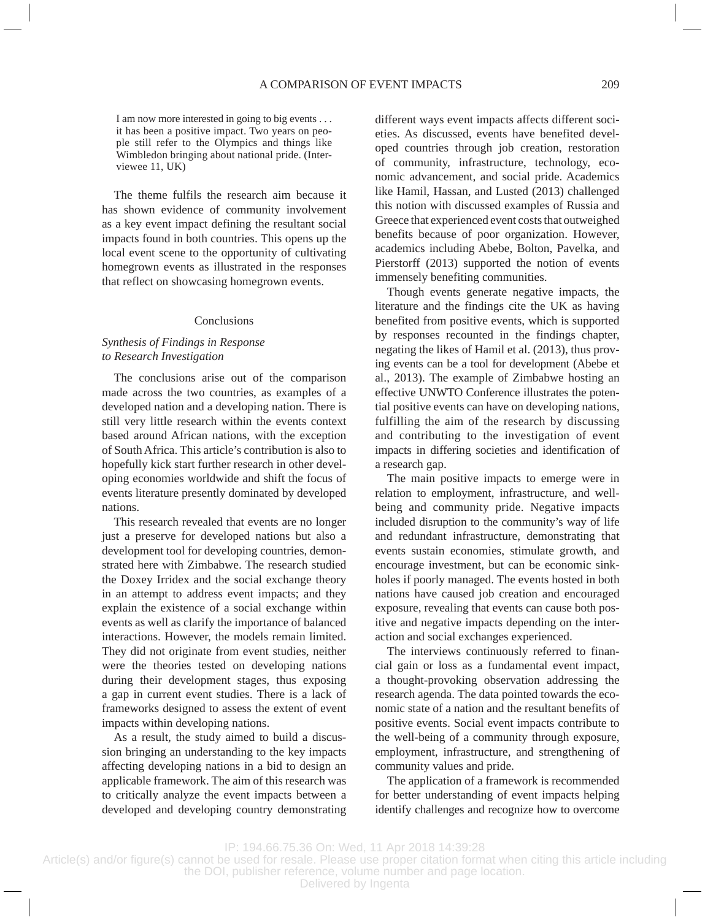> I am now more interested in going to big events . . . it has been a positive impact. Two years on people still refer to the Olympics and things like Wimbledon bringing about national pride. (Interviewee 11, UK)

The theme fulfils the research aim because it has shown evidence of community involvement as a key event impact defining the resultant social impacts found in both countries. This opens up the local event scene to the opportunity of cultivating homegrown events as illustrated in the responses that reflect on showcasing homegrown events.

## Conclusions

### *Synthesis of Findings in Response to Research Investigation*

The conclusions arise out of the comparison made across the two countries, as examples of a developed nation and a developing nation. There is still very little research within the events context based around African nations, with the exception of South Africa. This article's contribution is also to hopefully kick start further research in other developing economies worldwide and shift the focus of events literature presently dominated by developed nations.

This research revealed that events are no longer just a preserve for developed nations but also a development tool for developing countries, demonstrated here with Zimbabwe. The research studied the Doxey Irridex and the social exchange theory in an attempt to address event impacts; and they explain the existence of a social exchange within events as well as clarify the importance of balanced interactions. However, the models remain limited. They did not originate from event studies, neither were the theories tested on developing nations during their development stages, thus exposing a gap in current event studies. There is a lack of frameworks designed to assess the extent of event impacts within developing nations.

As a result, the study aimed to build a discussion bringing an understanding to the key impacts affecting developing nations in a bid to design an applicable framework. The aim of this research was to critically analyze the event impacts between a developed and developing country demonstrating different ways event impacts affects different societies. As discussed, events have benefited developed countries through job creation, restoration of community, infrastructure, technology, economic advancement, and social pride. Academics like Hamil, Hassan, and Lusted (2013) challenged this notion with discussed examples of Russia and Greece that experienced event costs that outweighed benefits because of poor organization. However, academics including Abebe, Bolton, Pavelka, and Pierstorff (2013) supported the notion of events immensely benefiting communities.

Though events generate negative impacts, the literature and the findings cite the UK as having benefited from positive events, which is supported by responses recounted in the findings chapter, negating the likes of Hamil et al. (2013), thus proving events can be a tool for development (Abebe et al., 2013). The example of Zimbabwe hosting an effective UNWTO Conference illustrates the potential positive events can have on developing nations, fulfilling the aim of the research by discussing and contributing to the investigation of event impacts in differing societies and identification of a research gap.

The main positive impacts to emerge were in relation to employment, infrastructure, and well-being and community pride. Negative impacts included disruption to the community's way of life and redundant infrastructure, demonstrating that events sustain economies, stimulate growth, and encourage investment, but can be economic sinkholes if poorly managed. The events hosted in both nations have caused job creation and encouraged exposure, revealing that events can cause both positive and negative impacts depending on the interaction and social exchanges experienced.

The interviews continuously referred to financial gain or loss as a fundamental event impact, a thought-provoking observation addressing the research agenda. The data pointed towards the economic state of a nation and the resultant benefits of positive events. Social event impacts contribute to the well-being of a community through exposure, employment, infrastructure, and strengthening of community values and pride.

The application of a framework is recommended for better understanding of event impacts helping identify challenges and recognize how to overcome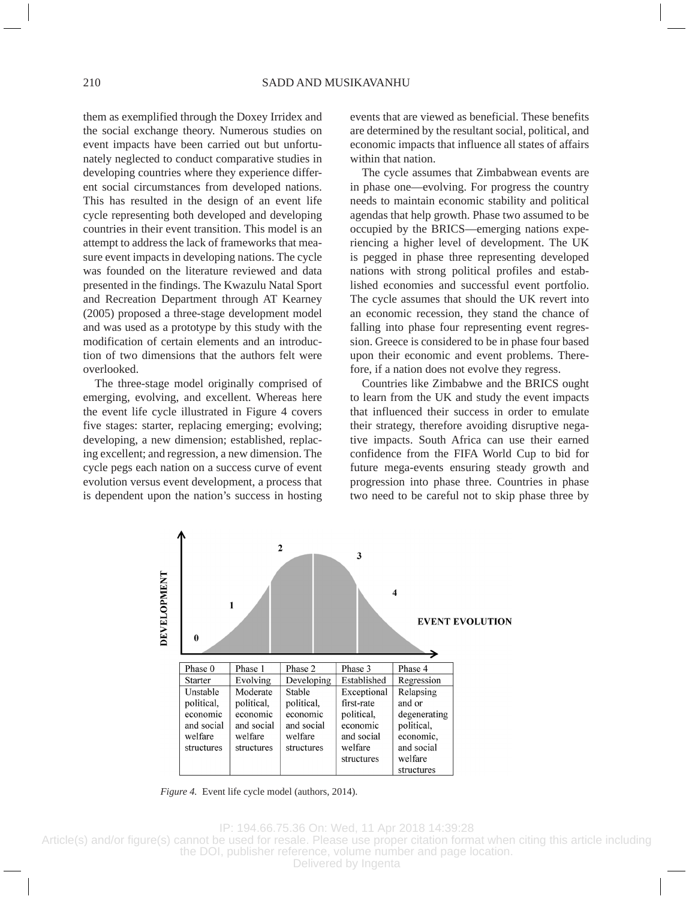them as exemplified through the Doxey Irridex and the social exchange theory. Numerous studies on event impacts have been carried out but unfortunately neglected to conduct comparative studies in developing countries where they experience different social circumstances from developed nations. This has resulted in the design of an event life cycle representing both developed and developing countries in their event transition. This model is an attempt to address the lack of frameworks that measure event impacts in developing nations. The cycle was founded on the literature reviewed and data presented in the findings. The Kwazulu Natal Sport and Recreation Department through AT Kearney (2005) proposed a three-stage development model and was used as a prototype by this study with the modification of certain elements and an introduction of two dimensions that the authors felt were overlooked.

The three-stage model originally comprised of emerging, evolving, and excellent. Whereas here the event life cycle illustrated in Figure 4 covers five stages: starter, replacing emerging; evolving; developing, a new dimension; established, replacing excellent; and regression, a new dimension. The cycle pegs each nation on a success curve of event evolution versus event development, a process that is dependent upon the nation's success in hosting events that are viewed as beneficial. These benefits are determined by the resultant social, political, and economic impacts that influence all states of affairs within that nation.

The cycle assumes that Zimbabwean events are in phase one—evolving. For progress the country needs to maintain economic stability and political agendas that help growth. Phase two assumed to be occupied by the BRICS—emerging nations experiencing a higher level of development. The UK is pegged in phase three representing developed nations with strong political profiles and established economies and successful event portfolio. The cycle assumes that should the UK revert into an economic recession, they stand the chance of falling into phase four representing event regression. Greece is considered to be in phase four based upon their economic and event problems. Therefore, if a nation does not evolve they regress.

Countries like Zimbabwe and the BRICS ought to learn from the UK and study the event impacts that influenced their success in order to emulate their strategy, therefore avoiding disruptive negative impacts. South Africa can use their earned confidence from the FIFA World Cup to bid for future mega-events ensuring steady growth and progression into phase three. Countries in phase two need to be careful not to skip phase three by

| Phase 0 | Phase 1 | Phase 2 | Phase 3 | Phase 4 |
|---|---|---|---|---|
| Starter | Evolving | Developing | Established | Regression |
| Unstable political, economic and social welfare structures | Moderate political, economic and social welfare structures | Stable political, economic and social welfare structures | Exceptional first-rate political, economic and social welfare structures | Relapsing and or degenerating political, economic, and social welfare structures |

*Figure 4.* Event life cycle model (authors, 2014).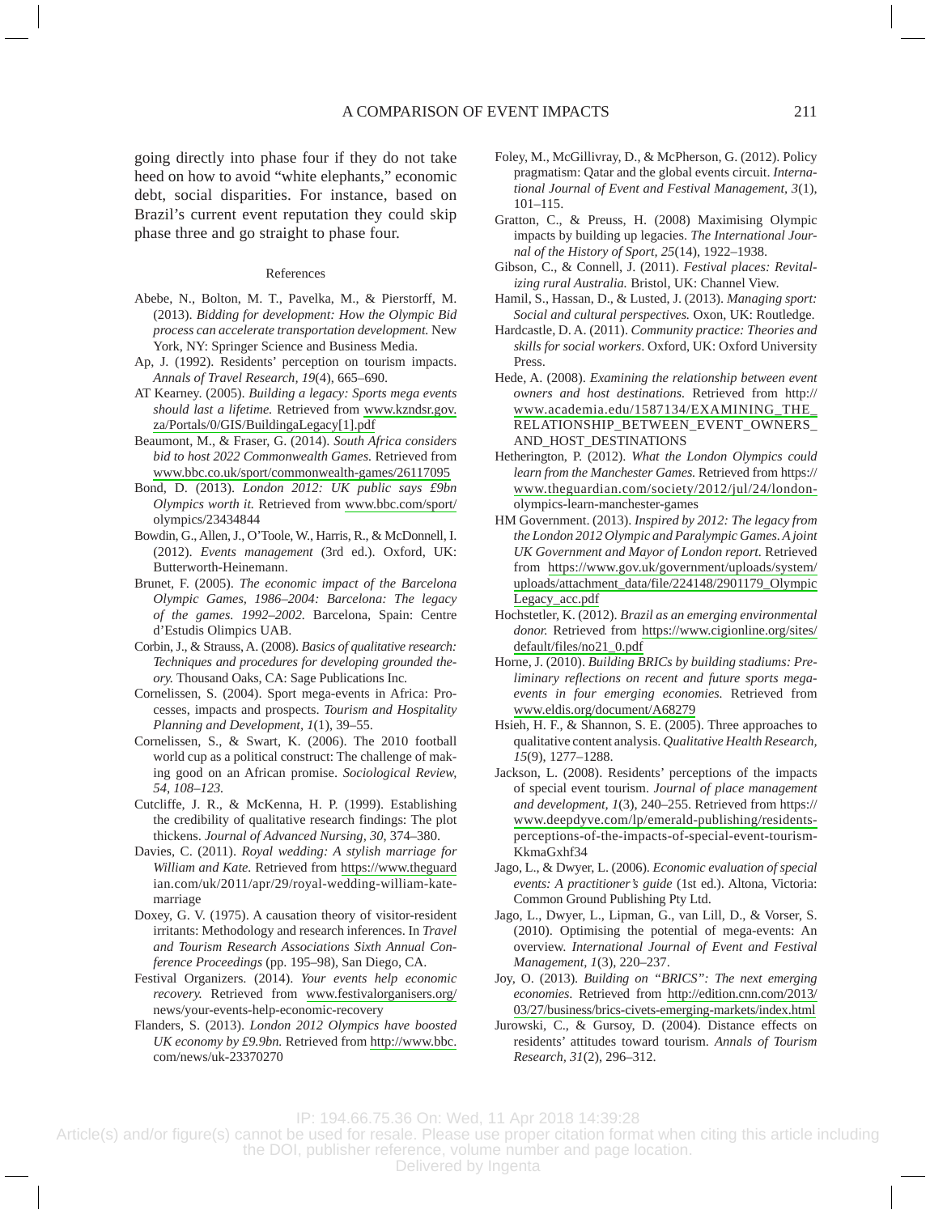going directly into phase four if they do not take heed on how to avoid "white elephants," economic debt, social disparities. For instance, based on Brazil's current event reputation they could skip phase three and go straight to phase four.

## References

Abebe, N., Bolton, M. T., Pavelka, M., & Pierstorff, M. (2013). *Bidding for development: How the Olympic Bid process can accelerate transportation development.* New York, NY: Springer Science and Business Media.

Ap, J. (1992). Residents' perception on tourism impacts. *Annals of Travel Research, 19*(4), 665–690.

AT Kearney. (2005). *Building a legacy: Sports mega events should last a lifetime.* Retrieved from www.kzndsr.gov.za/Portals/0/GIS/BuildingaLegacy[1].pdf

Beaumont, M., & Fraser, G. (2014). *South Africa considers bid to host 2022 Commonwealth Games.* Retrieved from www.bbc.co.uk/sport/commonwealth-games/26117095

Bond, D. (2013). *London 2012: UK public says £9bn Olympics worth it.* Retrieved from www.bbc.com/sport/olympics/23434844

Bowdin, G., Allen, J., O'Toole, W., Harris, R., & McDonnell, I. (2012). *Events management* (3rd ed.). Oxford, UK: Butterworth-Heinemann.

Brunet, F. (2005). *The economic impact of the Barcelona Olympic Games, 1986–2004: Barcelona: The legacy of the games. 1992–2002.* Barcelona, Spain: Centre d'Estudis Olimpics UAB.

Corbin, J., & Strauss, A. (2008). *Basics of qualitative research: Techniques and procedures for developing grounded theory.* Thousand Oaks, CA: Sage Publications Inc.

Cornelissen, S. (2004). Sport mega-events in Africa: Processes, impacts and prospects. *Tourism and Hospitality Planning and Development, 1*(1), 39–55.

Cornelissen, S., & Swart, K. (2006). The 2010 football world cup as a political construct: The challenge of making good on an African promise. *Sociological Review, 54, 108–123.*

Cutcliffe, J. R., & McKenna, H. P. (1999). Establishing the credibility of qualitative research findings: The plot thickens. *Journal of Advanced Nursing, 30,* 374–380.

Davies, C. (2011). *Royal wedding: A stylish marriage for William and Kate.* Retrieved from https://www.theguardian.com/uk/2011/apr/29/royal-wedding-william-kate-marriage

Doxey, G. V. (1975). A causation theory of visitor-resident irritants: Methodology and research inferences. In *Travel and Tourism Research Associations Sixth Annual Conference Proceedings* (pp. 195–98), San Diego, CA.

Festival Organizers. (2014). *Your events help economic recovery.* Retrieved from www.festivalorganisers.org/news/your-events-help-economic-recovery

Flanders, S. (2013). *London 2012 Olympics have boosted UK economy by £9.9bn.* Retrieved from http://www.bbc.com/news/uk-23370270

Foley, M., McGillivray, D., & McPherson, G. (2012). Policy pragmatism: Qatar and the global events circuit. *International Journal of Event and Festival Management, 3*(1), 101–115.

Gratton, C., & Preuss, H. (2008) Maximising Olympic impacts by building up legacies. *The International Journal of the History of Sport, 25*(14), 1922–1938.

Gibson, C., & Connell, J. (2011). *Festival places: Revitalizing rural Australia.* Bristol, UK: Channel View.

Hamil, S., Hassan, D., & Lusted, J. (2013). *Managing sport: Social and cultural perspectives.* Oxon, UK: Routledge.

Hardcastle, D. A. (2011). *Community practice: Theories and skills for social workers*. Oxford, UK: Oxford University Press.

Hede, A. (2008). *Examining the relationship between event owners and host destinations.* Retrieved from http://www.academia.edu/1587134/EXAMINING_THE_RELATIONSHIP_BETWEEN_EVENT_OWNERS_AND_HOST_DESTINATIONS

Hetherington, P. (2012). *What the London Olympics could learn from the Manchester Games.* Retrieved from https://www.theguardian.com/society/2012/jul/24/london-olympics-learn-manchester-games

HM Government. (2013). *Inspired by 2012: The legacy from the London 2012 Olympic and Paralympic Games. A joint UK Government and Mayor of London report.* Retrieved from https://www.gov.uk/government/uploads/system/uploads/attachment_data/file/224148/2901179_OlympicLegacy_acc.pdf

Hochstetler, K. (2012). *Brazil as an emerging environmental donor.* Retrieved from https://www.cigionline.org/sites/default/files/no21_0.pdf

Horne, J. (2010). *Building BRICs by building stadiums: Preliminary reflections on recent and future sports mega-events in four emerging economies.* Retrieved from www.eldis.org/document/A68279

Hsieh, H. F., & Shannon, S. E. (2005). Three approaches to qualitative content analysis. *Qualitative Health Research, 15*(9), 1277–1288.

Jackson, L. (2008). Residents' perceptions of the impacts of special event tourism. *Journal of place management and development, 1*(3), 240–255. Retrieved from https://www.deepdyve.com/lp/emerald-publishing/residents-perceptions-of-the-impacts-of-special-event-tourism-KkmaGxhf34

Jago, L., & Dwyer, L. (2006). *Economic evaluation of special events: A practitioner's guide* (1st ed.). Altona, Victoria: Common Ground Publishing Pty Ltd.

Jago, L., Dwyer, L., Lipman, G., van Lill, D., & Vorser, S. (2010). Optimising the potential of mega-events: An overview. *International Journal of Event and Festival Management, 1*(3), 220–237.

Joy, O. (2013). *Building on "BRICS": The next emerging economies.* Retrieved from http://edition.cnn.com/2013/03/27/business/brics-civets-emerging-markets/index.html

Jurowski, C., & Gursoy, D. (2004). Distance effects on residents' attitudes toward tourism. *Annals of Tourism Research, 31*(2), 296–312.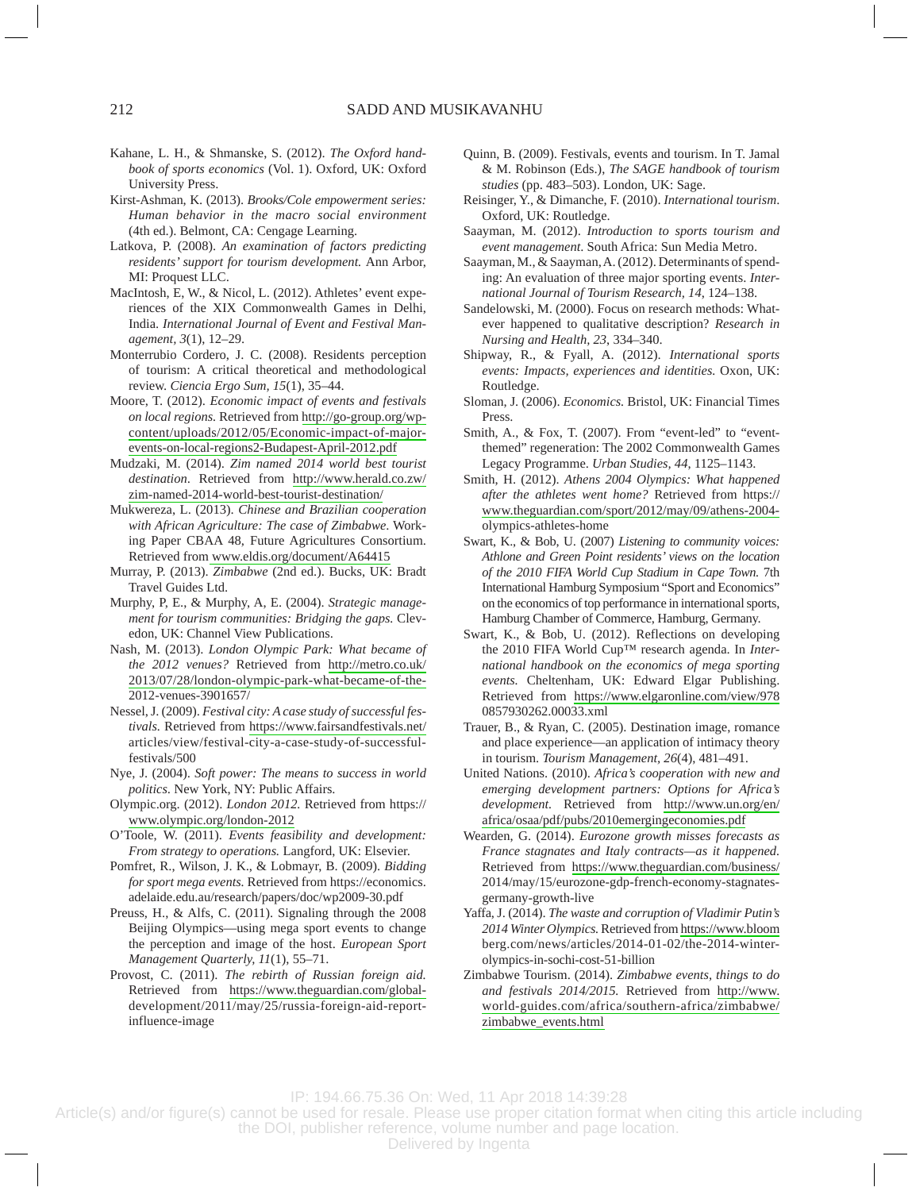Kahane, L. H., & Shmanske, S. (2012). *The Oxford handbook of sports economics* (Vol. 1). Oxford, UK: Oxford University Press.

Kirst-Ashman, K. (2013). *Brooks/Cole empowerment series: Human behavior in the macro social environment* (4th ed.). Belmont, CA: Cengage Learning.

Latkova, P. (2008). *An examination of factors predicting residents' support for tourism development.* Ann Arbor, MI: Proquest LLC.

MacIntosh, E, W., & Nicol, L. (2012). Athletes' event experiences of the XIX Commonwealth Games in Delhi, India. *International Journal of Event and Festival Management, 3*(1), 12–29.

Monterrubio Cordero, J. C. (2008). Residents perception of tourism: A critical theoretical and methodological review. *Ciencia Ergo Sum, 15*(1), 35–44.

Moore, T. (2012). *Economic impact of events and festivals on local regions.* Retrieved from http://go-group.org/wp-content/uploads/2012/05/Economic-impact-of-major-events-on-local-regions2-Budapest-April-2012.pdf

Mudzaki, M. (2014). *Zim named 2014 world best tourist destination*. Retrieved from http://www.herald.co.zw/zim-named-2014-world-best-tourist-destination/

Mukwereza, L. (2013). *Chinese and Brazilian cooperation with African Agriculture: The case of Zimbabwe*. Working Paper CBAA 48, Future Agricultures Consortium. Retrieved from www.eldis.org/document/A64415

Murray, P. (2013). *Zimbabwe* (2nd ed.). Bucks, UK: Bradt Travel Guides Ltd.

Murphy, P, E., & Murphy, A, E. (2004). *Strategic management for tourism communities: Bridging the gaps.* Clevedon, UK: Channel View Publications.

Nash, M. (2013). *London Olympic Park: What became of the 2012 venues?* Retrieved from http://metro.co.uk/2013/07/28/london-olympic-park-what-became-of-the-2012-venues-3901657/

Nessel, J. (2009). *Festival city: A case study of successful festivals.* Retrieved from https://www.fairsandfestivals.net/articles/view/festival-city-a-case-study-of-successful-festivals/500

Nye, J. (2004). *Soft power: The means to success in world politics*. New York, NY: Public Affairs.

Olympic.org. (2012). *London 2012.* Retrieved from https://www.olympic.org/london-2012

O'Toole, W. (2011). *Events feasibility and development: From strategy to operations.* Langford, UK: Elsevier.

Pomfret, R., Wilson, J. K., & Lobmayr, B. (2009). *Bidding for sport mega events.* Retrieved from https://economics.adelaide.edu.au/research/papers/doc/wp2009-30.pdf

Preuss, H., & Alfs, C. (2011). Signaling through the 2008 Beijing Olympics—using mega sport events to change the perception and image of the host. *European Sport Management Quarterly, 11*(1), 55–71.

Provost, C. (2011). *The rebirth of Russian foreign aid.* Retrieved from https://www.theguardian.com/global-development/2011/may/25/russia-foreign-aid-report-influence-image

Quinn, B. (2009). Festivals, events and tourism. In T. Jamal & M. Robinson (Eds.), *The SAGE handbook of tourism studies* (pp. 483–503). London, UK: Sage.

Reisinger, Y., & Dimanche, F. (2010). *International tourism*. Oxford, UK: Routledge.

Saayman, M. (2012). *Introduction to sports tourism and event management.* South Africa: Sun Media Metro.

Saayman, M., & Saayman, A. (2012). Determinants of spending: An evaluation of three major sporting events. *International Journal of Tourism Research, 14*, 124–138.

Sandelowski, M. (2000). Focus on research methods: Whatever happened to qualitative description? *Research in Nursing and Health, 23*, 334–340.

Shipway, R., & Fyall, A. (2012). *International sports events: Impacts, experiences and identities.* Oxon, UK: Routledge.

Sloman, J. (2006). *Economics.* Bristol, UK: Financial Times Press.

Smith, A., & Fox, T. (2007). From "event-led" to "event-themed" regeneration: The 2002 Commonwealth Games Legacy Programme. *Urban Studies, 44*, 1125–1143.

Smith, H. (2012). *Athens 2004 Olympics: What happened after the athletes went home?* Retrieved from https://www.theguardian.com/sport/2012/may/09/athens-2004-olympics-athletes-home

Swart, K., & Bob, U. (2007) *Listening to community voices: Athlone and Green Point residents' views on the location of the 2010 FIFA World Cup Stadium in Cape Town.* 7th International Hamburg Symposium "Sport and Economics" on the economics of top performance in international sports, Hamburg Chamber of Commerce, Hamburg, Germany.

Swart, K., & Bob, U. (2012). Reflections on developing the 2010 FIFA World Cup™ research agenda. In *International handbook on the economics of mega sporting events.* Cheltenham, UK: Edward Elgar Publishing. Retrieved from https://www.elgaronline.com/view/9780857930262.00033.xml

Trauer, B., & Ryan, C. (2005). Destination image, romance and place experience—an application of intimacy theory in tourism. *Tourism Management, 26*(4), 481–491.

United Nations. (2010). *Africa's cooperation with new and emerging development partners: Options for Africa's development.* Retrieved from http://www.un.org/en/africa/osaa/pdf/pubs/2010emergingeconomies.pdf

Wearden, G. (2014). *Eurozone growth misses forecasts as France stagnates and Italy contracts—as it happened.* Retrieved from https://www.theguardian.com/business/2014/may/15/eurozone-gdp-french-economy-stagnates-germany-growth-live

Yaffa, J. (2014). *The waste and corruption of Vladimir Putin's 2014 Winter Olympics.* Retrieved from https://www.bloomberg.com/news/articles/2014-01-02/the-2014-winter-olympics-in-sochi-cost-51-billion

Zimbabwe Tourism. (2014). *Zimbabwe events, things to do and festivals 2014/2015.* Retrieved from http://www.world-guides.com/africa/southern-africa/zimbabwe/zimbabwe_events.html